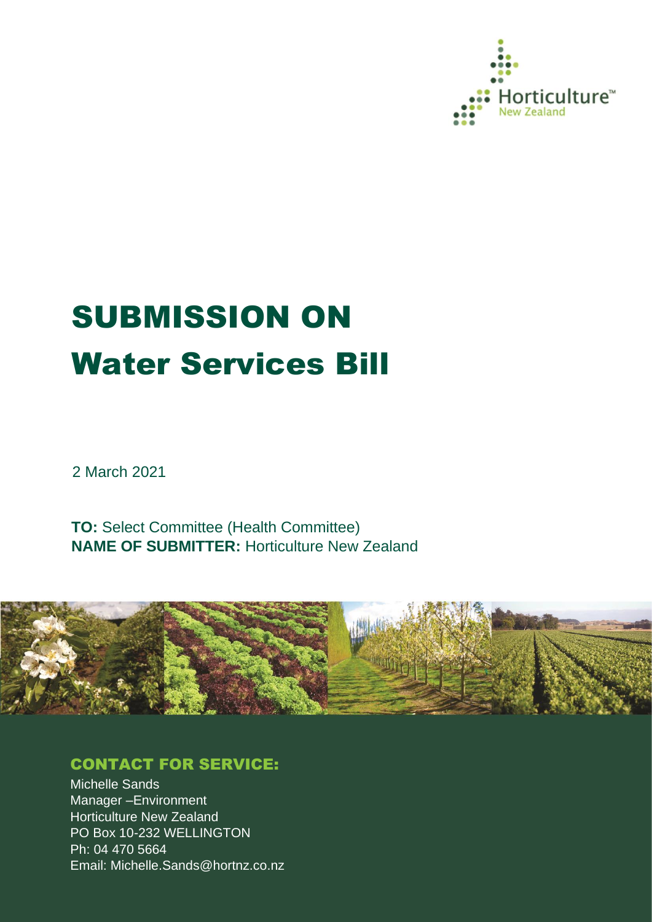# SUBMISSION ON Water Services Bill

2 March 2021

**TO:** Select Committee (Health Committee)
**NAME OF SUBMITTER:** Horticulture New Zealand

## CONTACT FOR SERVICE:

Michelle Sands
Manager –Environment
Horticulture New Zealand
PO Box 10-232 WELLINGTON
Ph: 04 470 5664
Email: Michelle.Sands@hortnz.co.nz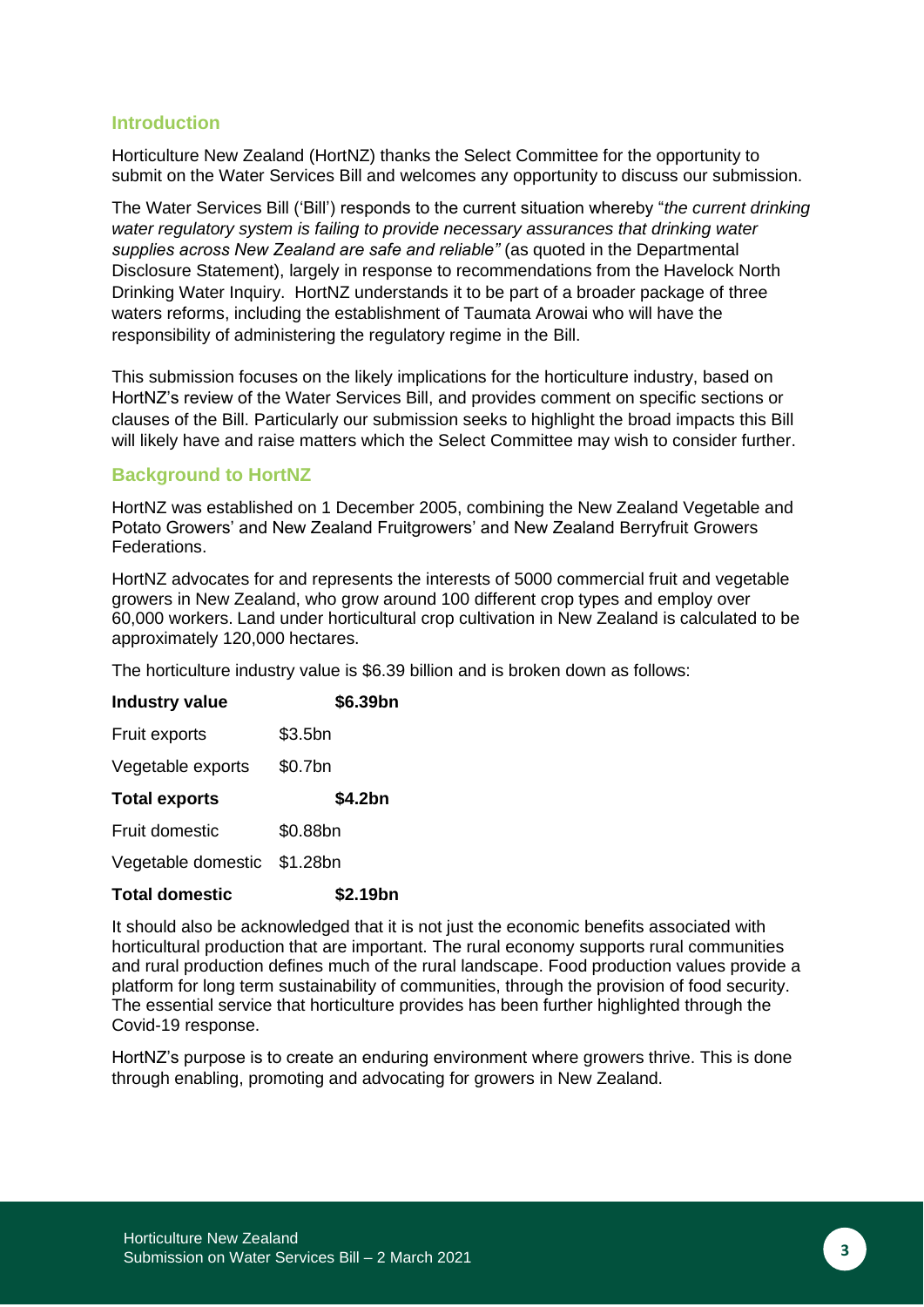## Introduction

Horticulture New Zealand (HortNZ) thanks the Select Committee for the opportunity to submit on the Water Services Bill and welcomes any opportunity to discuss our submission.

The Water Services Bill ('Bill') responds to the current situation whereby "*the current drinking water regulatory system is failing to provide necessary assurances that drinking water supplies across New Zealand are safe and reliable"* (as quoted in the Departmental Disclosure Statement), largely in response to recommendations from the Havelock North Drinking Water Inquiry. HortNZ understands it to be part of a broader package of three waters reforms, including the establishment of Taumata Arowai who will have the responsibility of administering the regulatory regime in the Bill.

This submission focuses on the likely implications for the horticulture industry, based on HortNZ's review of the Water Services Bill, and provides comment on specific sections or clauses of the Bill. Particularly our submission seeks to highlight the broad impacts this Bill will likely have and raise matters which the Select Committee may wish to consider further.

## Background to HortNZ

HortNZ was established on 1 December 2005, combining the New Zealand Vegetable and Potato Growers' and New Zealand Fruitgrowers' and New Zealand Berryfruit Growers Federations.

HortNZ advocates for and represents the interests of 5000 commercial fruit and vegetable growers in New Zealand, who grow around 100 different crop types and employ over 60,000 workers. Land under horticultural crop cultivation in New Zealand is calculated to be approximately 120,000 hectares.

The horticulture industry value is $6.39 billion and is broken down as follows:

| | | |
|---|---|---|
| **Industry value** | | **$6.39bn** |
| Fruit exports | $3.5bn | |
| Vegetable exports | $0.7bn | |
| **Total exports** | | **$4.2bn** |
| Fruit domestic | $0.88bn | |
| Vegetable domestic | $1.28bn | |
| **Total domestic** | | **$2.19bn** |

It should also be acknowledged that it is not just the economic benefits associated with horticultural production that are important. The rural economy supports rural communities and rural production defines much of the rural landscape. Food production values provide a platform for long term sustainability of communities, through the provision of food security. The essential service that horticulture provides has been further highlighted through the Covid-19 response.

HortNZ's purpose is to create an enduring environment where growers thrive. This is done through enabling, promoting and advocating for growers in New Zealand.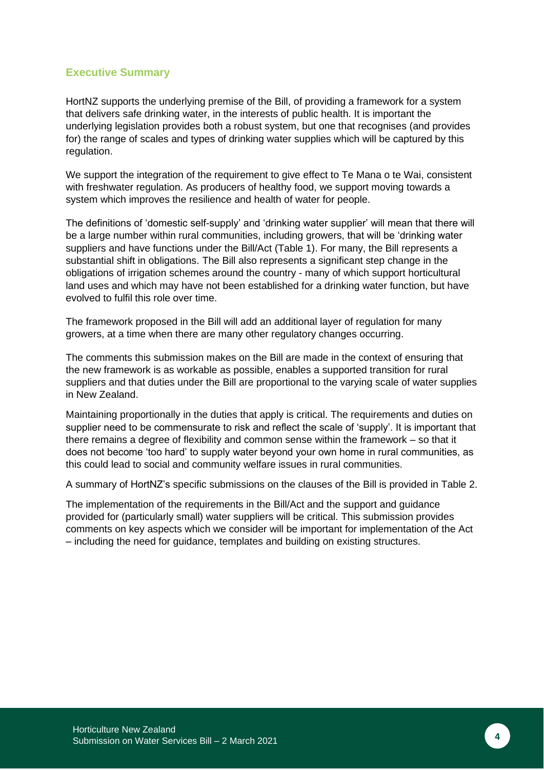## Executive Summary

HortNZ supports the underlying premise of the Bill, of providing a framework for a system that delivers safe drinking water, in the interests of public health. It is important the underlying legislation provides both a robust system, but one that recognises (and provides for) the range of scales and types of drinking water supplies which will be captured by this regulation.

We support the integration of the requirement to give effect to Te Mana o te Wai, consistent with freshwater regulation. As producers of healthy food, we support moving towards a system which improves the resilience and health of water for people.

The definitions of 'domestic self-supply' and 'drinking water supplier' will mean that there will be a large number within rural communities, including growers, that will be 'drinking water suppliers and have functions under the Bill/Act (Table 1). For many, the Bill represents a substantial shift in obligations. The Bill also represents a significant step change in the obligations of irrigation schemes around the country - many of which support horticultural land uses and which may have not been established for a drinking water function, but have evolved to fulfil this role over time.

The framework proposed in the Bill will add an additional layer of regulation for many growers, at a time when there are many other regulatory changes occurring.

The comments this submission makes on the Bill are made in the context of ensuring that the new framework is as workable as possible, enables a supported transition for rural suppliers and that duties under the Bill are proportional to the varying scale of water supplies in New Zealand.

Maintaining proportionally in the duties that apply is critical. The requirements and duties on supplier need to be commensurate to risk and reflect the scale of 'supply'. It is important that there remains a degree of flexibility and common sense within the framework – so that it does not become 'too hard' to supply water beyond your own home in rural communities, as this could lead to social and community welfare issues in rural communities.

A summary of HortNZ's specific submissions on the clauses of the Bill is provided in Table 2.

The implementation of the requirements in the Bill/Act and the support and guidance provided for (particularly small) water suppliers will be critical. This submission provides comments on key aspects which we consider will be important for implementation of the Act – including the need for guidance, templates and building on existing structures.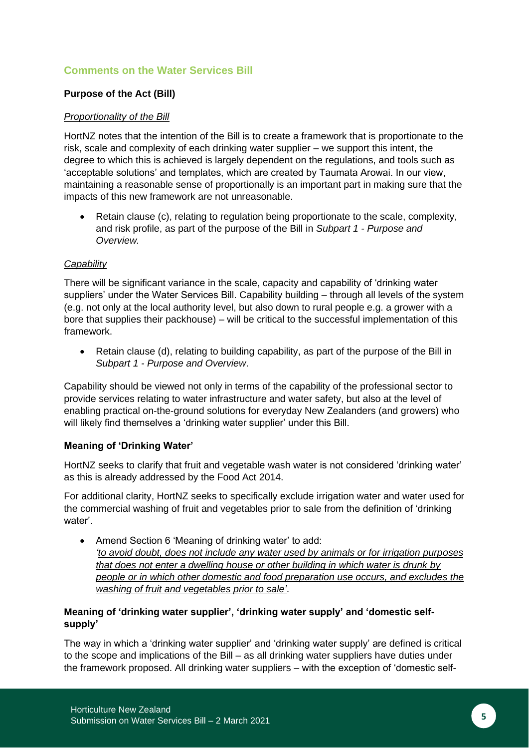## Comments on the Water Services Bill

### Purpose of the Act (Bill)

<u>*Proportionality of the Bill*</u>

HortNZ notes that the intention of the Bill is to create a framework that is proportionate to the risk, scale and complexity of each drinking water supplier – we support this intent, the degree to which this is achieved is largely dependent on the regulations, and tools such as 'acceptable solutions' and templates, which are created by Taumata Arowai. In our view, maintaining a reasonable sense of proportionally is an important part in making sure that the impacts of this new framework are not unreasonable.

- Retain clause (c), relating to regulation being proportionate to the scale, complexity, and risk profile, as part of the purpose of the Bill in *Subpart 1 - Purpose and Overview.*

<u>*Capability*</u>

There will be significant variance in the scale, capacity and capability of 'drinking water suppliers' under the Water Services Bill. Capability building – through all levels of the system (e.g. not only at the local authority level, but also down to rural people e.g. a grower with a bore that supplies their packhouse) – will be critical to the successful implementation of this framework.

- Retain clause (d), relating to building capability, as part of the purpose of the Bill in *Subpart 1 - Purpose and Overview*.

Capability should be viewed not only in terms of the capability of the professional sector to provide services relating to water infrastructure and water safety, but also at the level of enabling practical on-the-ground solutions for everyday New Zealanders (and growers) who will likely find themselves a 'drinking water supplier' under this Bill.

### Meaning of 'Drinking Water'

HortNZ seeks to clarify that fruit and vegetable wash water is not considered 'drinking water' as this is already addressed by the Food Act 2014.

For additional clarity, HortNZ seeks to specifically exclude irrigation water and water used for the commercial washing of fruit and vegetables prior to sale from the definition of 'drinking water'.

- Amend Section 6 'Meaning of drinking water' to add: <u>*'to avoid doubt, does not include any water used by animals or for irrigation purposes that does not enter a dwelling house or other building in which water is drunk by people or in which other domestic and food preparation use occurs, and excludes the washing of fruit and vegetables prior to sale'*</u>*.*

### Meaning of 'drinking water supplier', 'drinking water supply' and 'domestic self-supply'

The way in which a 'drinking water supplier' and 'drinking water supply' are defined is critical to the scope and implications of the Bill – as all drinking water suppliers have duties under the framework proposed. All drinking water suppliers – with the exception of 'domestic self-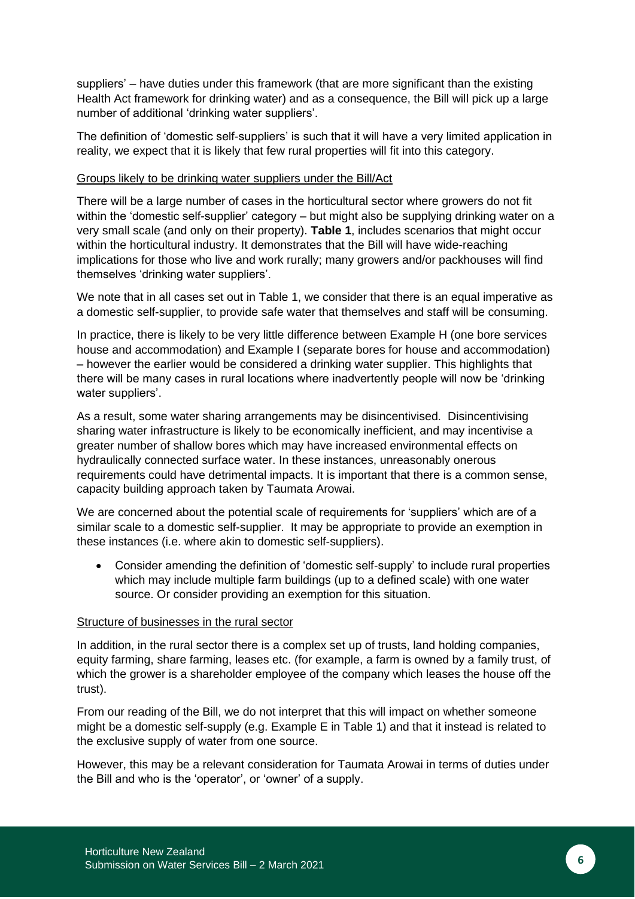suppliers' – have duties under this framework (that are more significant than the existing Health Act framework for drinking water) and as a consequence, the Bill will pick up a large number of additional 'drinking water suppliers'.

The definition of 'domestic self-suppliers' is such that it will have a very limited application in reality, we expect that it is likely that few rural properties will fit into this category.

<u>Groups likely to be drinking water suppliers under the Bill/Act</u>

There will be a large number of cases in the horticultural sector where growers do not fit within the 'domestic self-supplier' category – but might also be supplying drinking water on a very small scale (and only on their property). **Table 1**, includes scenarios that might occur within the horticultural industry. It demonstrates that the Bill will have wide-reaching implications for those who live and work rurally; many growers and/or packhouses will find themselves 'drinking water suppliers'.

We note that in all cases set out in Table 1, we consider that there is an equal imperative as a domestic self-supplier, to provide safe water that themselves and staff will be consuming.

In practice, there is likely to be very little difference between Example H (one bore services house and accommodation) and Example I (separate bores for house and accommodation) – however the earlier would be considered a drinking water supplier. This highlights that there will be many cases in rural locations where inadvertently people will now be 'drinking water suppliers'.

As a result, some water sharing arrangements may be disincentivised. Disincentivising sharing water infrastructure is likely to be economically inefficient, and may incentivise a greater number of shallow bores which may have increased environmental effects on hydraulically connected surface water. In these instances, unreasonably onerous requirements could have detrimental impacts. It is important that there is a common sense, capacity building approach taken by Taumata Arowai.

We are concerned about the potential scale of requirements for 'suppliers' which are of a similar scale to a domestic self-supplier. It may be appropriate to provide an exemption in these instances (i.e. where akin to domestic self-suppliers).

- Consider amending the definition of 'domestic self-supply' to include rural properties which may include multiple farm buildings (up to a defined scale) with one water source. Or consider providing an exemption for this situation.

<u>Structure of businesses in the rural sector</u>

In addition, in the rural sector there is a complex set up of trusts, land holding companies, equity farming, share farming, leases etc. (for example, a farm is owned by a family trust, of which the grower is a shareholder employee of the company which leases the house off the trust).

From our reading of the Bill, we do not interpret that this will impact on whether someone might be a domestic self-supply (e.g. Example E in Table 1) and that it instead is related to the exclusive supply of water from one source.

However, this may be a relevant consideration for Taumata Arowai in terms of duties under the Bill and who is the 'operator', or 'owner' of a supply.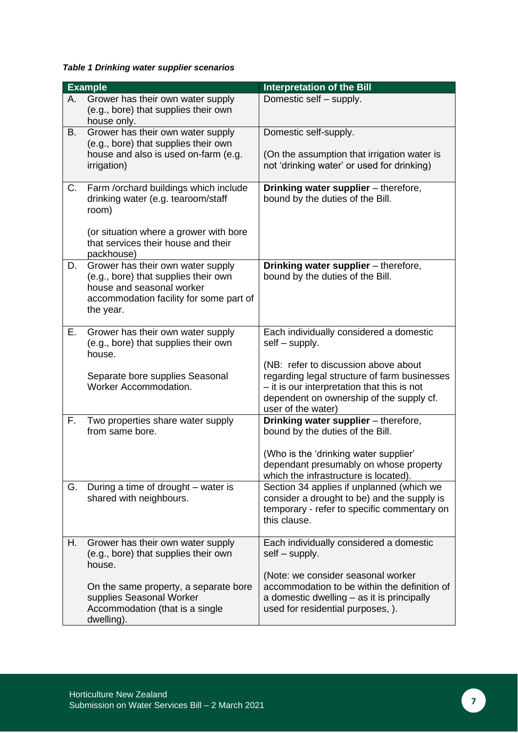***Table 1 Drinking water supplier scenarios***

| Example | Interpretation of the Bill |
|---|---|
| A. Grower has their own water supply (e.g., bore) that supplies their own house only. | Domestic self – supply. |
| B. Grower has their own water supply (e.g., bore) that supplies their own house and also is used on-farm (e.g. irrigation) | Domestic self-supply.<br><br>(On the assumption that irrigation water is not 'drinking water' or used for drinking) |
| C. Farm /orchard buildings which include drinking water (e.g. tearoom/staff room)<br><br>(or situation where a grower with bore that services their house and their packhouse) | **Drinking water supplier** – therefore, bound by the duties of the Bill. |
| D. Grower has their own water supply (e.g., bore) that supplies their own house and seasonal worker accommodation facility for some part of the year. | **Drinking water supplier** – therefore, bound by the duties of the Bill. |
| E. Grower has their own water supply (e.g., bore) that supplies their own house.<br><br>Separate bore supplies Seasonal Worker Accommodation. | Each individually considered a domestic self – supply.<br><br>(NB: refer to discussion above about regarding legal structure of farm businesses – it is our interpretation that this is not dependent on ownership of the supply cf. user of the water) |
| F. Two properties share water supply from same bore. | **Drinking water supplier** – therefore, bound by the duties of the Bill.<br><br>(Who is the 'drinking water supplier' dependant presumably on whose property which the infrastructure is located). |
| G. During a time of drought – water is shared with neighbours. | Section 34 applies if unplanned (which we consider a drought to be) and the supply is temporary - refer to specific commentary on this clause. |
| H. Grower has their own water supply (e.g., bore) that supplies their own house.<br><br>On the same property, a separate bore supplies Seasonal Worker Accommodation (that is a single dwelling). | Each individually considered a domestic self – supply.<br><br>(Note: we consider seasonal worker accommodation to be within the definition of a domestic dwelling – as it is principally used for residential purposes, ). |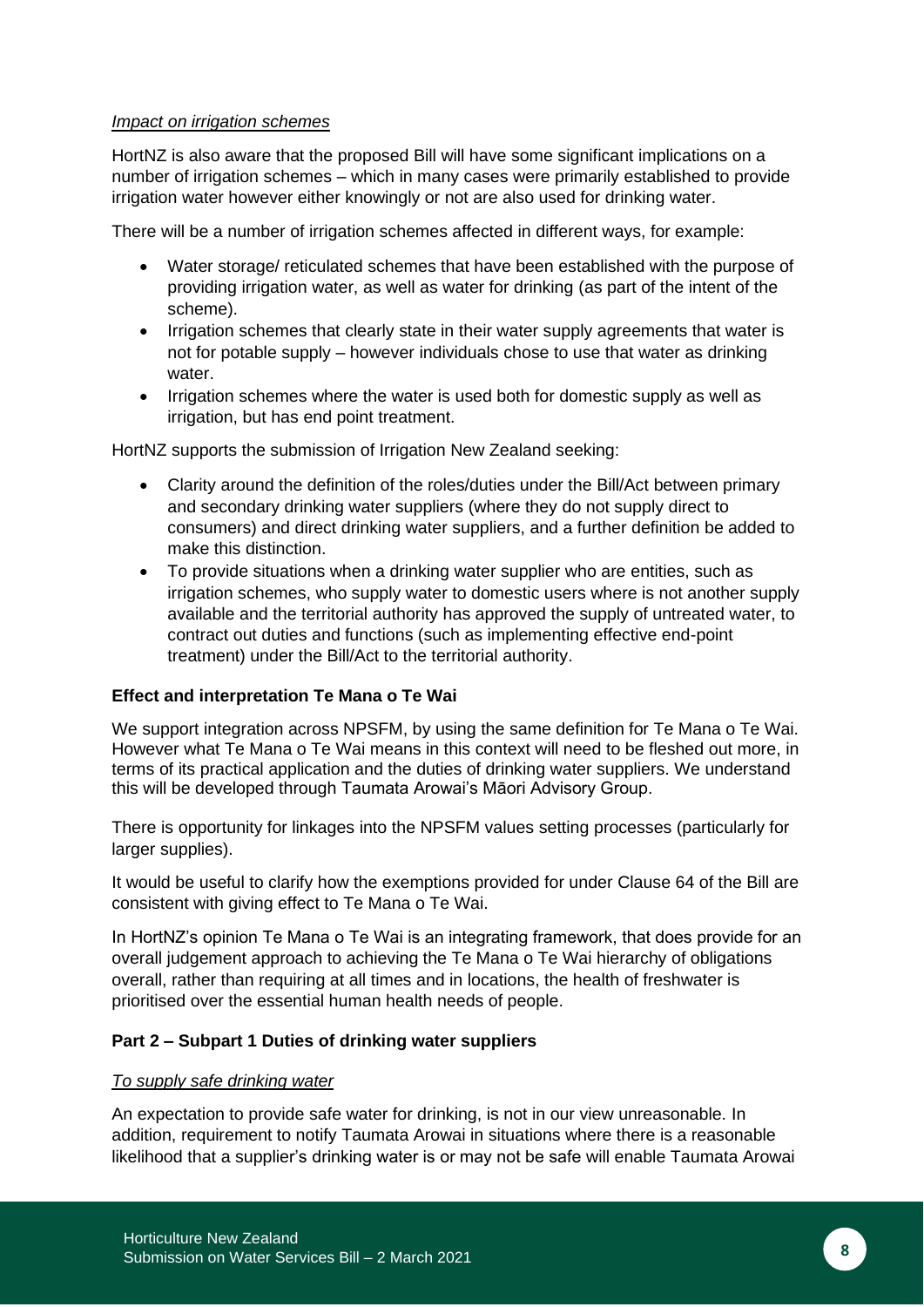*Impact on irrigation schemes*

HortNZ is also aware that the proposed Bill will have some significant implications on a number of irrigation schemes – which in many cases were primarily established to provide irrigation water however either knowingly or not are also used for drinking water.

There will be a number of irrigation schemes affected in different ways, for example:

- Water storage/ reticulated schemes that have been established with the purpose of providing irrigation water, as well as water for drinking (as part of the intent of the scheme).
- Irrigation schemes that clearly state in their water supply agreements that water is not for potable supply – however individuals chose to use that water as drinking water.
- Irrigation schemes where the water is used both for domestic supply as well as irrigation, but has end point treatment.

HortNZ supports the submission of Irrigation New Zealand seeking:

- Clarity around the definition of the roles/duties under the Bill/Act between primary and secondary drinking water suppliers (where they do not supply direct to consumers) and direct drinking water suppliers, and a further definition be added to make this distinction.
- To provide situations when a drinking water supplier who are entities, such as irrigation schemes, who supply water to domestic users where is not another supply available and the territorial authority has approved the supply of untreated water, to contract out duties and functions (such as implementing effective end-point treatment) under the Bill/Act to the territorial authority.

**Effect and interpretation Te Mana o Te Wai**

We support integration across NPSFM, by using the same definition for Te Mana o Te Wai. However what Te Mana o Te Wai means in this context will need to be fleshed out more, in terms of its practical application and the duties of drinking water suppliers. We understand this will be developed through Taumata Arowai's Māori Advisory Group.

There is opportunity for linkages into the NPSFM values setting processes (particularly for larger supplies).

It would be useful to clarify how the exemptions provided for under Clause 64 of the Bill are consistent with giving effect to Te Mana o Te Wai.

In HortNZ's opinion Te Mana o Te Wai is an integrating framework, that does provide for an overall judgement approach to achieving the Te Mana o Te Wai hierarchy of obligations overall, rather than requiring at all times and in locations, the health of freshwater is prioritised over the essential human health needs of people.

**Part 2 – Subpart 1 Duties of drinking water suppliers**

*To supply safe drinking water*

An expectation to provide safe water for drinking, is not in our view unreasonable. In addition, requirement to notify Taumata Arowai in situations where there is a reasonable likelihood that a supplier's drinking water is or may not be safe will enable Taumata Arowai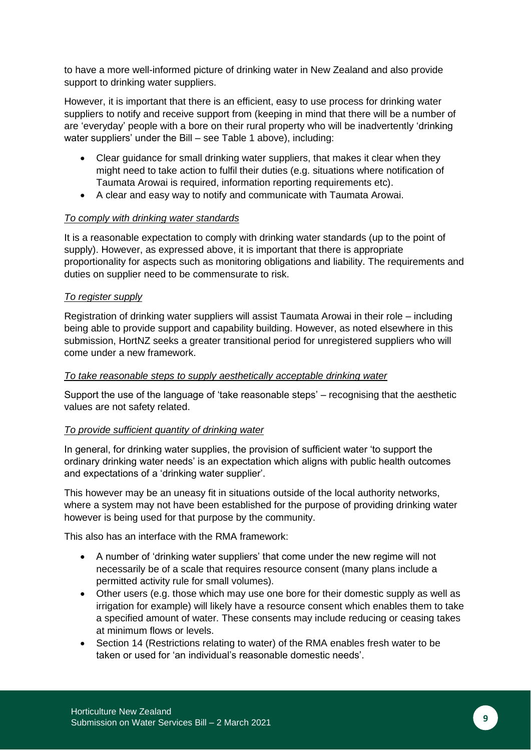to have a more well-informed picture of drinking water in New Zealand and also provide support to drinking water suppliers.

However, it is important that there is an efficient, easy to use process for drinking water suppliers to notify and receive support from (keeping in mind that there will be a number of are 'everyday' people with a bore on their rural property who will be inadvertently 'drinking water suppliers' under the Bill – see Table 1 above), including:

- Clear guidance for small drinking water suppliers, that makes it clear when they might need to take action to fulfil their duties (e.g. situations where notification of Taumata Arowai is required, information reporting requirements etc).
- A clear and easy way to notify and communicate with Taumata Arowai.

*To comply with drinking water standards*

It is a reasonable expectation to comply with drinking water standards (up to the point of supply). However, as expressed above, it is important that there is appropriate proportionality for aspects such as monitoring obligations and liability. The requirements and duties on supplier need to be commensurate to risk.

*To register supply*

Registration of drinking water suppliers will assist Taumata Arowai in their role – including being able to provide support and capability building. However, as noted elsewhere in this submission, HortNZ seeks a greater transitional period for unregistered suppliers who will come under a new framework.

*To take reasonable steps to supply aesthetically acceptable drinking water*

Support the use of the language of 'take reasonable steps' – recognising that the aesthetic values are not safety related.

*To provide sufficient quantity of drinking water*

In general, for drinking water supplies, the provision of sufficient water 'to support the ordinary drinking water needs' is an expectation which aligns with public health outcomes and expectations of a 'drinking water supplier'.

This however may be an uneasy fit in situations outside of the local authority networks, where a system may not have been established for the purpose of providing drinking water however is being used for that purpose by the community.

This also has an interface with the RMA framework:

- A number of 'drinking water suppliers' that come under the new regime will not necessarily be of a scale that requires resource consent (many plans include a permitted activity rule for small volumes).
- Other users (e.g. those which may use one bore for their domestic supply as well as irrigation for example) will likely have a resource consent which enables them to take a specified amount of water. These consents may include reducing or ceasing takes at minimum flows or levels.
- Section 14 (Restrictions relating to water) of the RMA enables fresh water to be taken or used for 'an individual's reasonable domestic needs'.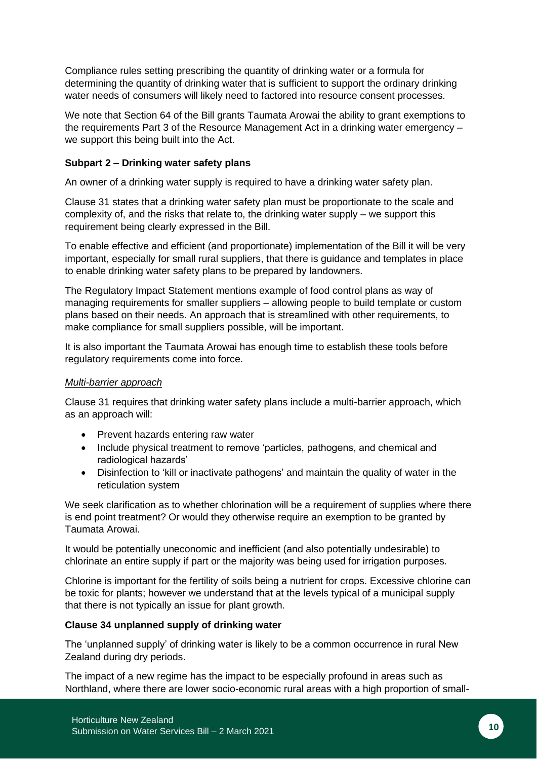Compliance rules setting prescribing the quantity of drinking water or a formula for determining the quantity of drinking water that is sufficient to support the ordinary drinking water needs of consumers will likely need to factored into resource consent processes.

We note that Section 64 of the Bill grants Taumata Arowai the ability to grant exemptions to the requirements Part 3 of the Resource Management Act in a drinking water emergency – we support this being built into the Act.

**Subpart 2 – Drinking water safety plans**

An owner of a drinking water supply is required to have a drinking water safety plan.

Clause 31 states that a drinking water safety plan must be proportionate to the scale and complexity of, and the risks that relate to, the drinking water supply – we support this requirement being clearly expressed in the Bill.

To enable effective and efficient (and proportionate) implementation of the Bill it will be very important, especially for small rural suppliers, that there is guidance and templates in place to enable drinking water safety plans to be prepared by landowners.

The Regulatory Impact Statement mentions example of food control plans as way of managing requirements for smaller suppliers – allowing people to build template or custom plans based on their needs. An approach that is streamlined with other requirements, to make compliance for small suppliers possible, will be important.

It is also important the Taumata Arowai has enough time to establish these tools before regulatory requirements come into force.

*Multi-barrier approach*

Clause 31 requires that drinking water safety plans include a multi-barrier approach, which as an approach will:

- Prevent hazards entering raw water
- Include physical treatment to remove 'particles, pathogens, and chemical and radiological hazards'
- Disinfection to 'kill or inactivate pathogens' and maintain the quality of water in the reticulation system

We seek clarification as to whether chlorination will be a requirement of supplies where there is end point treatment? Or would they otherwise require an exemption to be granted by Taumata Arowai.

It would be potentially uneconomic and inefficient (and also potentially undesirable) to chlorinate an entire supply if part or the majority was being used for irrigation purposes.

Chlorine is important for the fertility of soils being a nutrient for crops. Excessive chlorine can be toxic for plants; however we understand that at the levels typical of a municipal supply that there is not typically an issue for plant growth.

**Clause 34 unplanned supply of drinking water**

The 'unplanned supply' of drinking water is likely to be a common occurrence in rural New Zealand during dry periods.

The impact of a new regime has the impact to be especially profound in areas such as Northland, where there are lower socio-economic rural areas with a high proportion of small-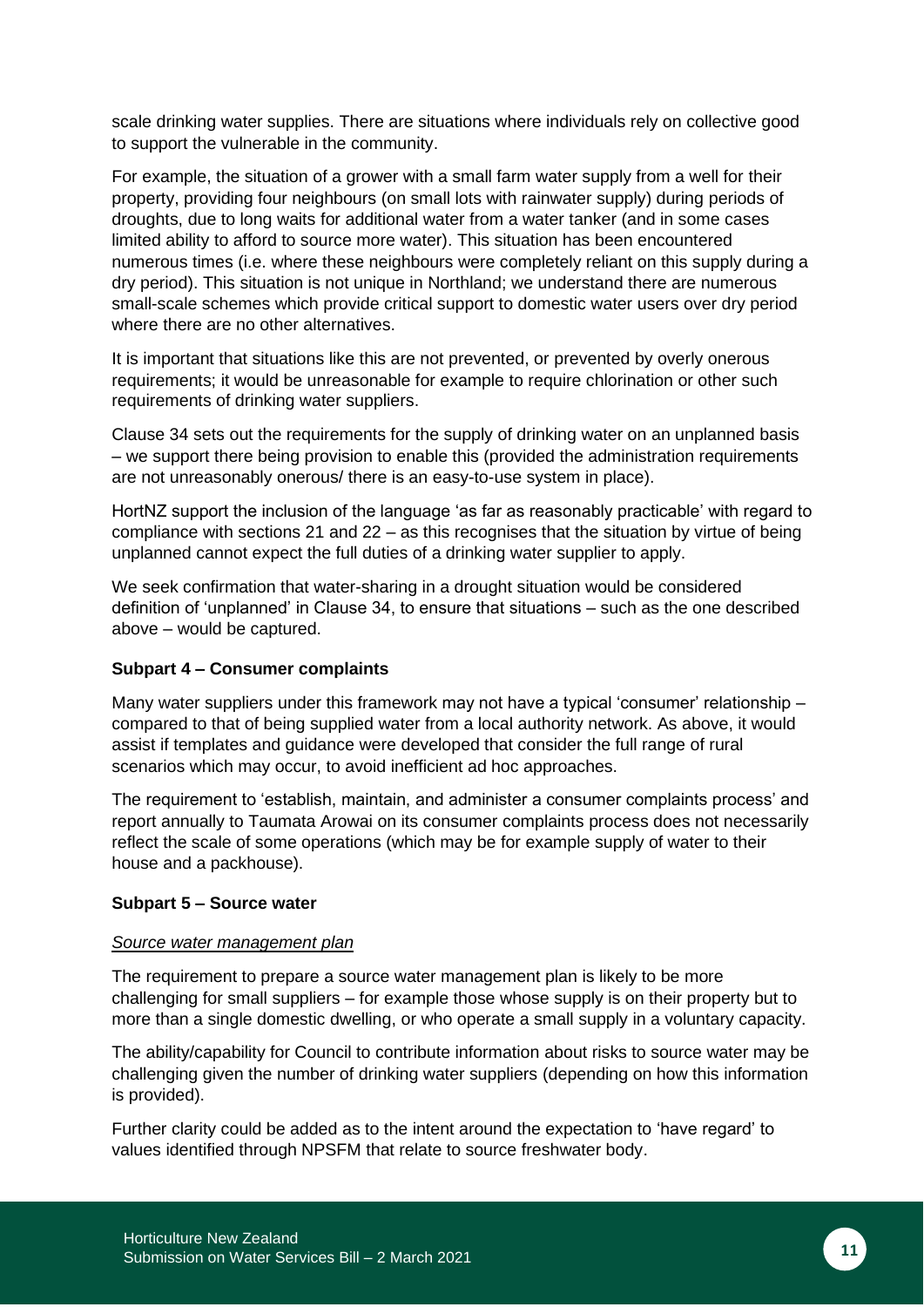scale drinking water supplies. There are situations where individuals rely on collective good to support the vulnerable in the community.

For example, the situation of a grower with a small farm water supply from a well for their property, providing four neighbours (on small lots with rainwater supply) during periods of droughts, due to long waits for additional water from a water tanker (and in some cases limited ability to afford to source more water). This situation has been encountered numerous times (i.e. where these neighbours were completely reliant on this supply during a dry period). This situation is not unique in Northland; we understand there are numerous small-scale schemes which provide critical support to domestic water users over dry period where there are no other alternatives.

It is important that situations like this are not prevented, or prevented by overly onerous requirements; it would be unreasonable for example to require chlorination or other such requirements of drinking water suppliers.

Clause 34 sets out the requirements for the supply of drinking water on an unplanned basis – we support there being provision to enable this (provided the administration requirements are not unreasonably onerous/ there is an easy-to-use system in place).

HortNZ support the inclusion of the language 'as far as reasonably practicable' with regard to compliance with sections 21 and 22 – as this recognises that the situation by virtue of being unplanned cannot expect the full duties of a drinking water supplier to apply.

We seek confirmation that water-sharing in a drought situation would be considered definition of 'unplanned' in Clause 34, to ensure that situations – such as the one described above – would be captured.

**Subpart 4 – Consumer complaints**

Many water suppliers under this framework may not have a typical 'consumer' relationship – compared to that of being supplied water from a local authority network. As above, it would assist if templates and guidance were developed that consider the full range of rural scenarios which may occur, to avoid inefficient ad hoc approaches.

The requirement to 'establish, maintain, and administer a consumer complaints process' and report annually to Taumata Arowai on its consumer complaints process does not necessarily reflect the scale of some operations (which may be for example supply of water to their house and a packhouse).

**Subpart 5 – Source water**

*Source water management plan*

The requirement to prepare a source water management plan is likely to be more challenging for small suppliers – for example those whose supply is on their property but to more than a single domestic dwelling, or who operate a small supply in a voluntary capacity.

The ability/capability for Council to contribute information about risks to source water may be challenging given the number of drinking water suppliers (depending on how this information is provided).

Further clarity could be added as to the intent around the expectation to 'have regard' to values identified through NPSFM that relate to source freshwater body.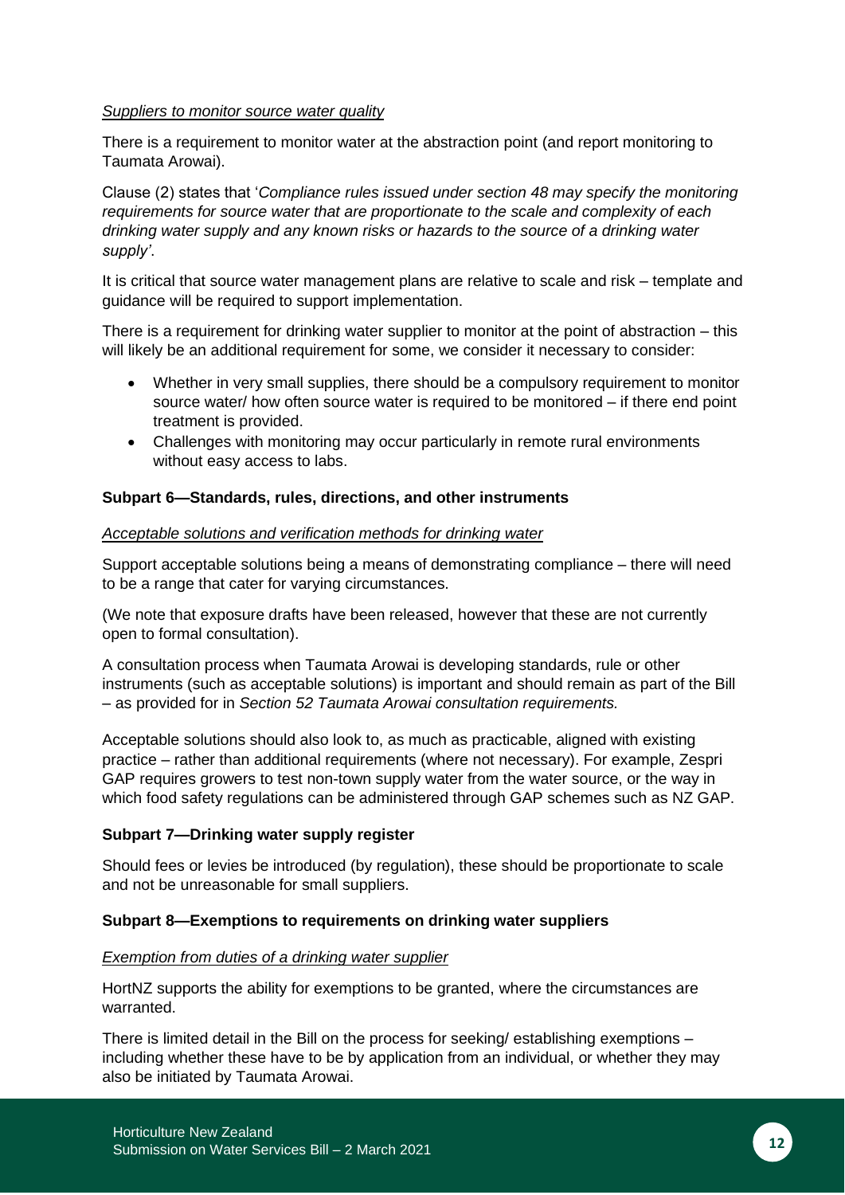*Suppliers to monitor source water quality*

There is a requirement to monitor water at the abstraction point (and report monitoring to Taumata Arowai).

Clause (2) states that '*Compliance rules issued under section 48 may specify the monitoring requirements for source water that are proportionate to the scale and complexity of each drinking water supply and any known risks or hazards to the source of a drinking water supply'*.

It is critical that source water management plans are relative to scale and risk – template and guidance will be required to support implementation.

There is a requirement for drinking water supplier to monitor at the point of abstraction – this will likely be an additional requirement for some, we consider it necessary to consider:

- Whether in very small supplies, there should be a compulsory requirement to monitor source water/ how often source water is required to be monitored – if there end point treatment is provided.
- Challenges with monitoring may occur particularly in remote rural environments without easy access to labs.

**Subpart 6—Standards, rules, directions, and other instruments**

*Acceptable solutions and verification methods for drinking water*

Support acceptable solutions being a means of demonstrating compliance – there will need to be a range that cater for varying circumstances.

(We note that exposure drafts have been released, however that these are not currently open to formal consultation).

A consultation process when Taumata Arowai is developing standards, rule or other instruments (such as acceptable solutions) is important and should remain as part of the Bill – as provided for in *Section 52 Taumata Arowai consultation requirements.*

Acceptable solutions should also look to, as much as practicable, aligned with existing practice – rather than additional requirements (where not necessary). For example, Zespri GAP requires growers to test non-town supply water from the water source, or the way in which food safety regulations can be administered through GAP schemes such as NZ GAP.

**Subpart 7—Drinking water supply register**

Should fees or levies be introduced (by regulation), these should be proportionate to scale and not be unreasonable for small suppliers.

**Subpart 8—Exemptions to requirements on drinking water suppliers**

*Exemption from duties of a drinking water supplier*

HortNZ supports the ability for exemptions to be granted, where the circumstances are warranted.

There is limited detail in the Bill on the process for seeking/ establishing exemptions – including whether these have to be by application from an individual, or whether they may also be initiated by Taumata Arowai.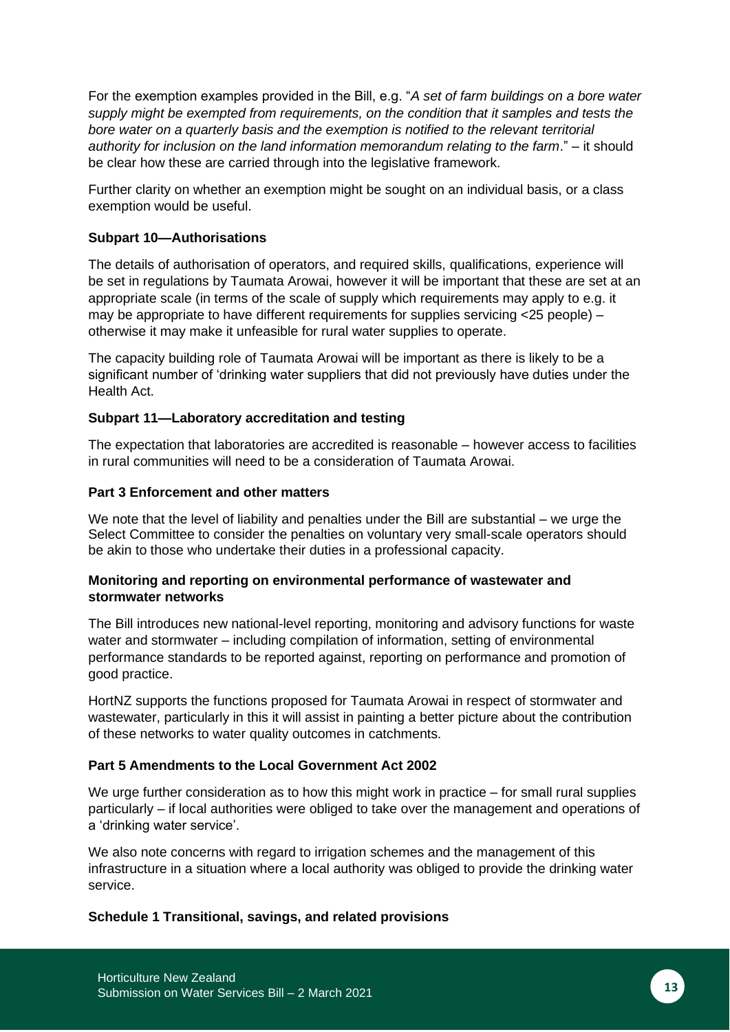For the exemption examples provided in the Bill, e.g. "*A set of farm buildings on a bore water supply might be exempted from requirements, on the condition that it samples and tests the bore water on a quarterly basis and the exemption is notified to the relevant territorial authority for inclusion on the land information memorandum relating to the farm*." – it should be clear how these are carried through into the legislative framework.

Further clarity on whether an exemption might be sought on an individual basis, or a class exemption would be useful.

**Subpart 10—Authorisations**

The details of authorisation of operators, and required skills, qualifications, experience will be set in regulations by Taumata Arowai, however it will be important that these are set at an appropriate scale (in terms of the scale of supply which requirements may apply to e.g. it may be appropriate to have different requirements for supplies servicing <25 people) – otherwise it may make it unfeasible for rural water supplies to operate.

The capacity building role of Taumata Arowai will be important as there is likely to be a significant number of 'drinking water suppliers that did not previously have duties under the Health Act.

**Subpart 11—Laboratory accreditation and testing**

The expectation that laboratories are accredited is reasonable – however access to facilities in rural communities will need to be a consideration of Taumata Arowai.

**Part 3 Enforcement and other matters**

We note that the level of liability and penalties under the Bill are substantial – we urge the Select Committee to consider the penalties on voluntary very small-scale operators should be akin to those who undertake their duties in a professional capacity.

**Monitoring and reporting on environmental performance of wastewater and stormwater networks**

The Bill introduces new national-level reporting, monitoring and advisory functions for waste water and stormwater – including compilation of information, setting of environmental performance standards to be reported against, reporting on performance and promotion of good practice.

HortNZ supports the functions proposed for Taumata Arowai in respect of stormwater and wastewater, particularly in this it will assist in painting a better picture about the contribution of these networks to water quality outcomes in catchments.

**Part 5 Amendments to the Local Government Act 2002**

We urge further consideration as to how this might work in practice – for small rural supplies particularly – if local authorities were obliged to take over the management and operations of a 'drinking water service'.

We also note concerns with regard to irrigation schemes and the management of this infrastructure in a situation where a local authority was obliged to provide the drinking water service.

**Schedule 1 Transitional, savings, and related provisions**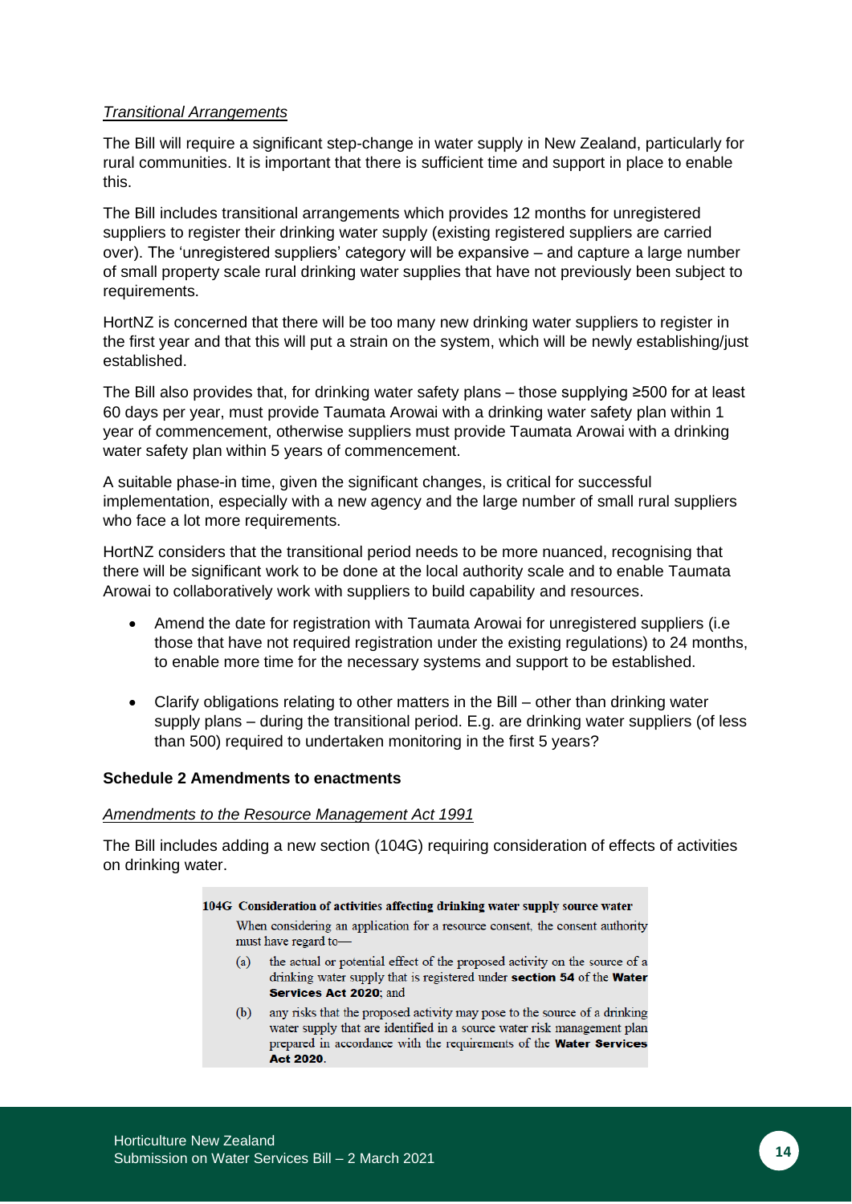*Transitional Arrangements*

The Bill will require a significant step-change in water supply in New Zealand, particularly for rural communities. It is important that there is sufficient time and support in place to enable this.

The Bill includes transitional arrangements which provides 12 months for unregistered suppliers to register their drinking water supply (existing registered suppliers are carried over). The 'unregistered suppliers' category will be expansive – and capture a large number of small property scale rural drinking water supplies that have not previously been subject to requirements.

HortNZ is concerned that there will be too many new drinking water suppliers to register in the first year and that this will put a strain on the system, which will be newly establishing/just established.

The Bill also provides that, for drinking water safety plans – those supplying ≥500 for at least 60 days per year, must provide Taumata Arowai with a drinking water safety plan within 1 year of commencement, otherwise suppliers must provide Taumata Arowai with a drinking water safety plan within 5 years of commencement.

A suitable phase-in time, given the significant changes, is critical for successful implementation, especially with a new agency and the large number of small rural suppliers who face a lot more requirements.

HortNZ considers that the transitional period needs to be more nuanced, recognising that there will be significant work to be done at the local authority scale and to enable Taumata Arowai to collaboratively work with suppliers to build capability and resources.

- Amend the date for registration with Taumata Arowai for unregistered suppliers (i.e those that have not required registration under the existing regulations) to 24 months, to enable more time for the necessary systems and support to be established.
- Clarify obligations relating to other matters in the Bill – other than drinking water supply plans – during the transitional period. E.g. are drinking water suppliers (of less than 500) required to undertaken monitoring in the first 5 years?

**Schedule 2 Amendments to enactments**

*Amendments to the Resource Management Act 1991*

The Bill includes adding a new section (104G) requiring consideration of effects of activities on drinking water.

> **104G Consideration of activities affecting drinking water supply source water**
>
> When considering an application for a resource consent, the consent authority must have regard to—
>
> (a) the actual or potential effect of the proposed activity on the source of a drinking water supply that is registered under **section 54** of the **Water Services Act 2020**; and
>
> (b) any risks that the proposed activity may pose to the source of a drinking water supply that are identified in a source water risk management plan prepared in accordance with the requirements of the **Water Services Act 2020**.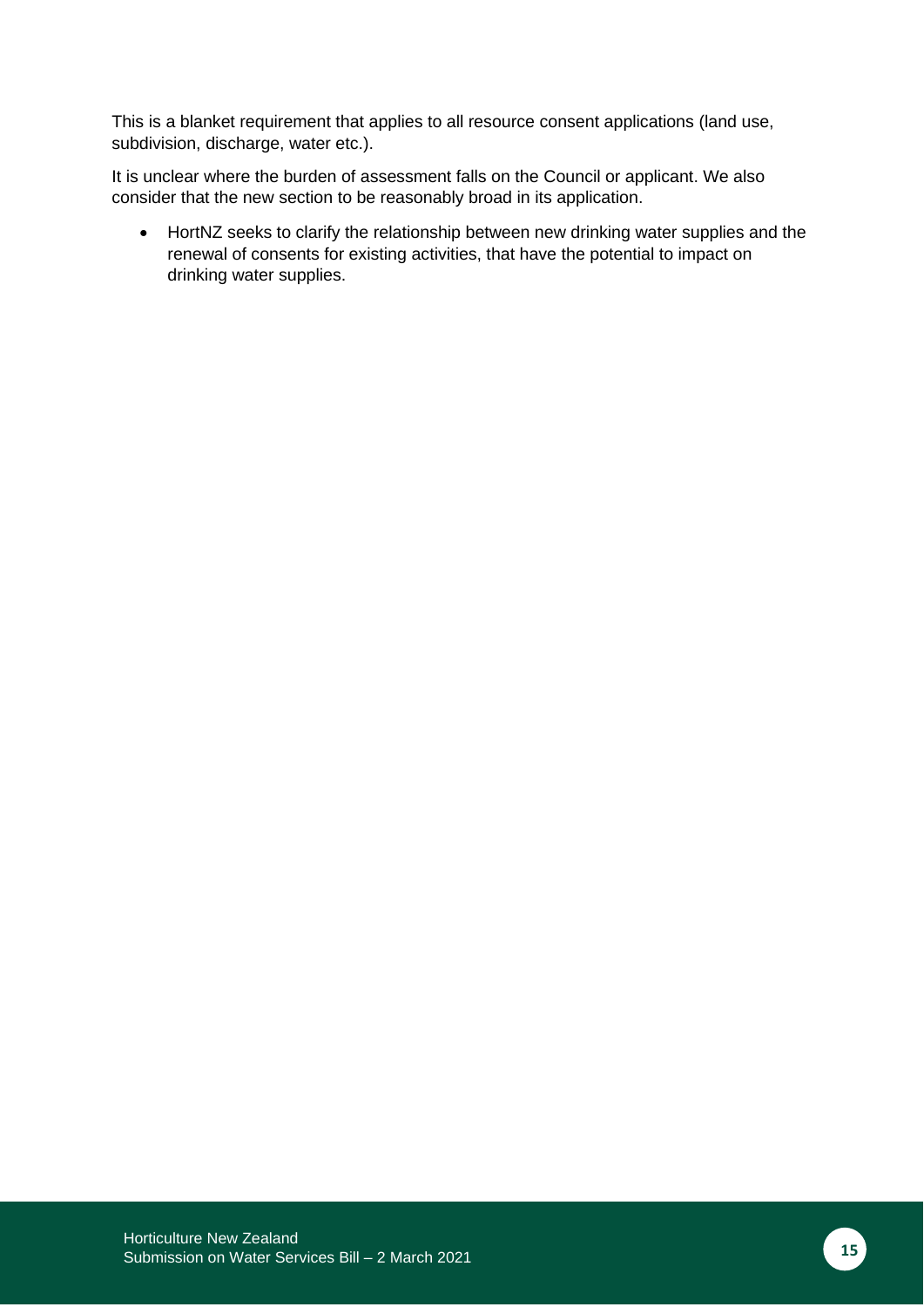This is a blanket requirement that applies to all resource consent applications (land use, subdivision, discharge, water etc.).

It is unclear where the burden of assessment falls on the Council or applicant. We also consider that the new section to be reasonably broad in its application.

- HortNZ seeks to clarify the relationship between new drinking water supplies and the renewal of consents for existing activities, that have the potential to impact on drinking water supplies.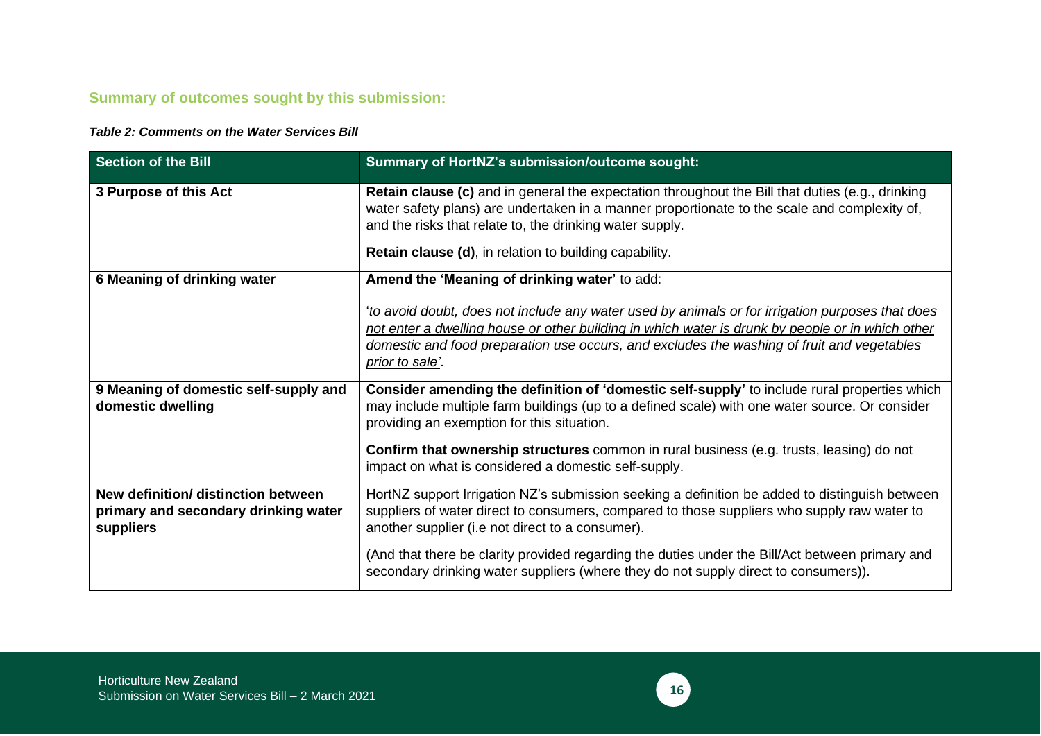## Summary of outcomes sought by this submission:

***Table 2: Comments on the Water Services Bill***

| Section of the Bill | Summary of HortNZ's submission/outcome sought: |
|---|---|
| **3 Purpose of this Act** | **Retain clause (c)** and in general the expectation throughout the Bill that duties (e.g., drinking water safety plans) are undertaken in a manner proportionate to the scale and complexity of, and the risks that relate to, the drinking water supply.<br><br>**Retain clause (d)**, in relation to building capability. |
| **6 Meaning of drinking water** | **Amend the 'Meaning of drinking water'** to add:<br><br>'*<u>to avoid doubt, does not include any water used by animals or for irrigation purposes that does not enter a dwelling house or other building in which water is drunk by people or in which other domestic and food preparation use occurs, and excludes the washing of fruit and vegetables prior to sale</u>'*. |
| **9 Meaning of domestic self-supply and domestic dwelling** | **Consider amending the definition of 'domestic self-supply'** to include rural properties which may include multiple farm buildings (up to a defined scale) with one water source. Or consider providing an exemption for this situation.<br><br>**Confirm that ownership structures** common in rural business (e.g. trusts, leasing) do not impact on what is considered a domestic self-supply. |
| **New definition/ distinction between primary and secondary drinking water suppliers** | HortNZ support Irrigation NZ's submission seeking a definition be added to distinguish between suppliers of water direct to consumers, compared to those suppliers who supply raw water to another supplier (i.e not direct to a consumer).<br><br>(And that there be clarity provided regarding the duties under the Bill/Act between primary and secondary drinking water suppliers (where they do not supply direct to consumers)). |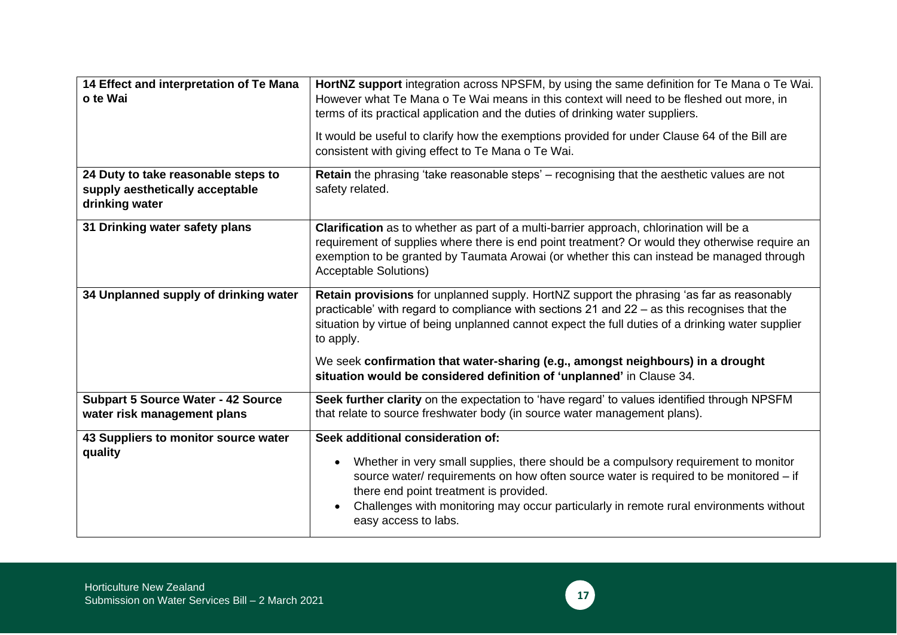| | |
|---|---|
| **14 Effect and interpretation of Te Mana o te Wai** | **HortNZ support** integration across NPSFM, by using the same definition for Te Mana o Te Wai. However what Te Mana o Te Wai means in this context will need to be fleshed out more, in terms of its practical application and the duties of drinking water suppliers.<br><br>It would be useful to clarify how the exemptions provided for under Clause 64 of the Bill are consistent with giving effect to Te Mana o Te Wai. |
| **24 Duty to take reasonable steps to supply aesthetically acceptable drinking water** | **Retain** the phrasing 'take reasonable steps' – recognising that the aesthetic values are not safety related. |
| **31 Drinking water safety plans** | **Clarification** as to whether as part of a multi-barrier approach, chlorination will be a requirement of supplies where there is end point treatment? Or would they otherwise require an exemption to be granted by Taumata Arowai (or whether this can instead be managed through Acceptable Solutions) |
| **34 Unplanned supply of drinking water** | **Retain provisions** for unplanned supply. HortNZ support the phrasing 'as far as reasonably practicable' with regard to compliance with sections 21 and 22 – as this recognises that the situation by virtue of being unplanned cannot expect the full duties of a drinking water supplier to apply.<br><br>We seek **confirmation that water-sharing (e.g., amongst neighbours) in a drought situation would be considered definition of 'unplanned'** in Clause 34. |
| **Subpart 5 Source Water - 42 Source water risk management plans** | **Seek further clarity** on the expectation to 'have regard' to values identified through NPSFM that relate to source freshwater body (in source water management plans). |
| **43 Suppliers to monitor source water quality** | **Seek additional consideration of:**<br><br>• Whether in very small supplies, there should be a compulsory requirement to monitor source water/ requirements on how often source water is required to be monitored – if there end point treatment is provided.<br>• Challenges with monitoring may occur particularly in remote rural environments without easy access to labs. |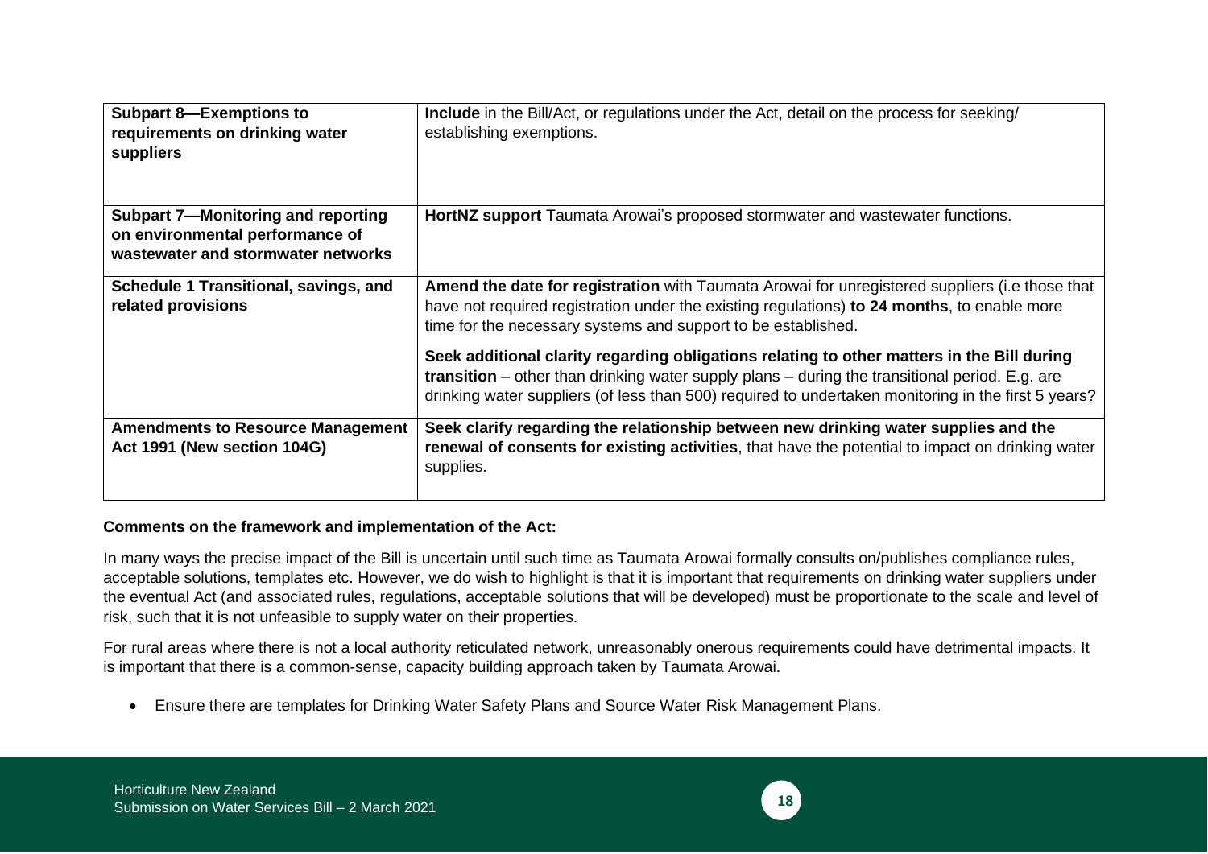| | |
|---|---|
| **Subpart 8—Exemptions to requirements on drinking water suppliers** | **Include** in the Bill/Act, or regulations under the Act, detail on the process for seeking/ establishing exemptions. |
| **Subpart 7—Monitoring and reporting on environmental performance of wastewater and stormwater networks** | **HortNZ support** Taumata Arowai's proposed stormwater and wastewater functions. |
| **Schedule 1 Transitional, savings, and related provisions** | **Amend the date for registration** with Taumata Arowai for unregistered suppliers (i.e those that have not required registration under the existing regulations) **to 24 months**, to enable more time for the necessary systems and support to be established.<br><br>**Seek additional clarity regarding obligations relating to other matters in the Bill during transition** – other than drinking water supply plans – during the transitional period. E.g. are drinking water suppliers (of less than 500) required to undertaken monitoring in the first 5 years? |
| **Amendments to Resource Management Act 1991 (New section 104G)** | **Seek clarify regarding the relationship between new drinking water supplies and the renewal of consents for existing activities**, that have the potential to impact on drinking water supplies. |

**Comments on the framework and implementation of the Act:**

In many ways the precise impact of the Bill is uncertain until such time as Taumata Arowai formally consults on/publishes compliance rules, acceptable solutions, templates etc. However, we do wish to highlight is that it is important that requirements on drinking water suppliers under the eventual Act (and associated rules, regulations, acceptable solutions that will be developed) must be proportionate to the scale and level of risk, such that it is not unfeasible to supply water on their properties.

For rural areas where there is not a local authority reticulated network, unreasonably onerous requirements could have detrimental impacts. It is important that there is a common-sense, capacity building approach taken by Taumata Arowai.

- Ensure there are templates for Drinking Water Safety Plans and Source Water Risk Management Plans.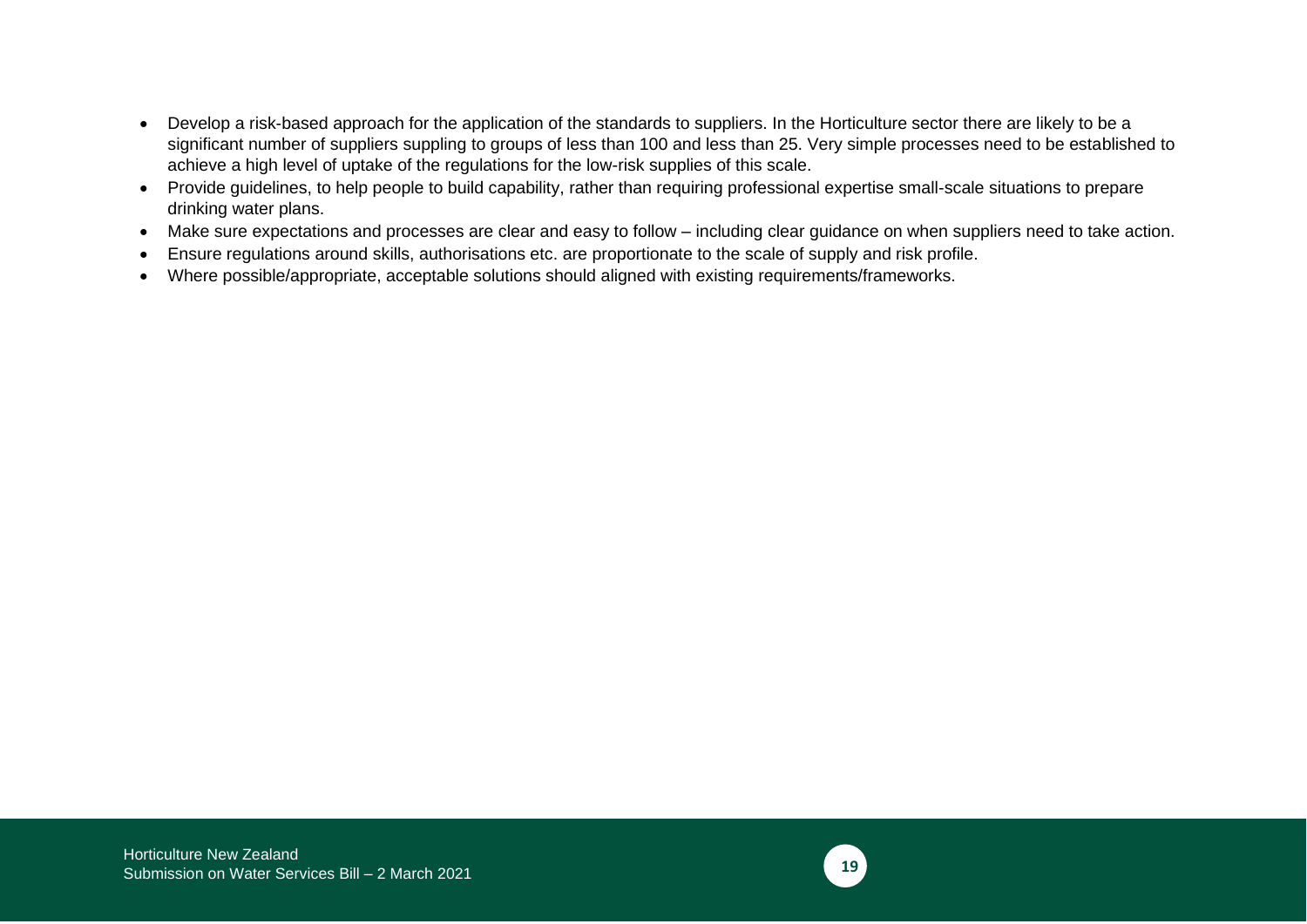- Develop a risk-based approach for the application of the standards to suppliers. In the Horticulture sector there are likely to be a significant number of suppliers suppling to groups of less than 100 and less than 25. Very simple processes need to be established to achieve a high level of uptake of the regulations for the low-risk supplies of this scale.
- Provide guidelines, to help people to build capability, rather than requiring professional expertise small-scale situations to prepare drinking water plans.
- Make sure expectations and processes are clear and easy to follow – including clear guidance on when suppliers need to take action.
- Ensure regulations around skills, authorisations etc. are proportionate to the scale of supply and risk profile.
- Where possible/appropriate, acceptable solutions should aligned with existing requirements/frameworks.